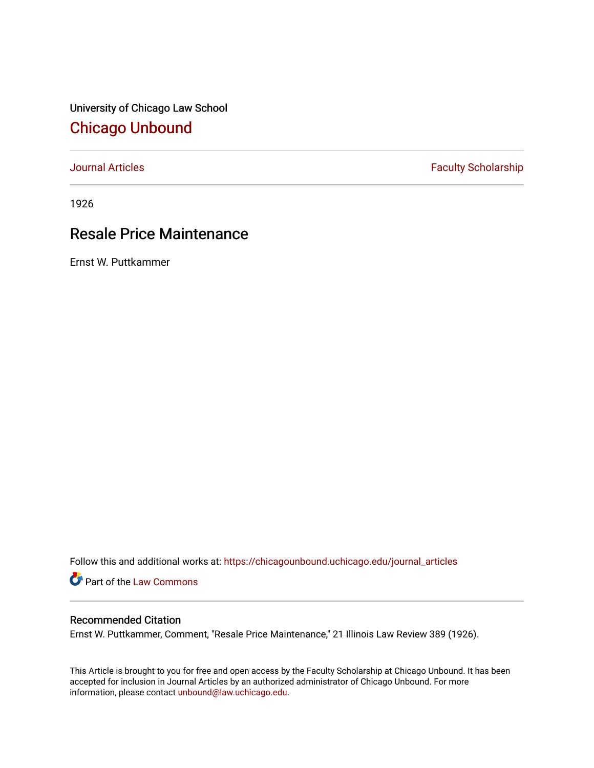University of Chicago Law School

# Chicago Unbound

Journal Articles | Faculty Scholarship

1926

## Resale Price Maintenance

Ernst W. Puttkammer

Follow this and additional works at: https://chicagounbound.uchicago.edu/journal_articles

Part of the Law Commons

### Recommended Citation

Ernst W. Puttkammer, Comment, "Resale Price Maintenance," 21 Illinois Law Review 389 (1926).

This Article is brought to you for free and open access by the Faculty Scholarship at Chicago Unbound. It has been accepted for inclusion in Journal Articles by an authorized administrator of Chicago Unbound. For more information, please contact unbound@law.uchicago.edu.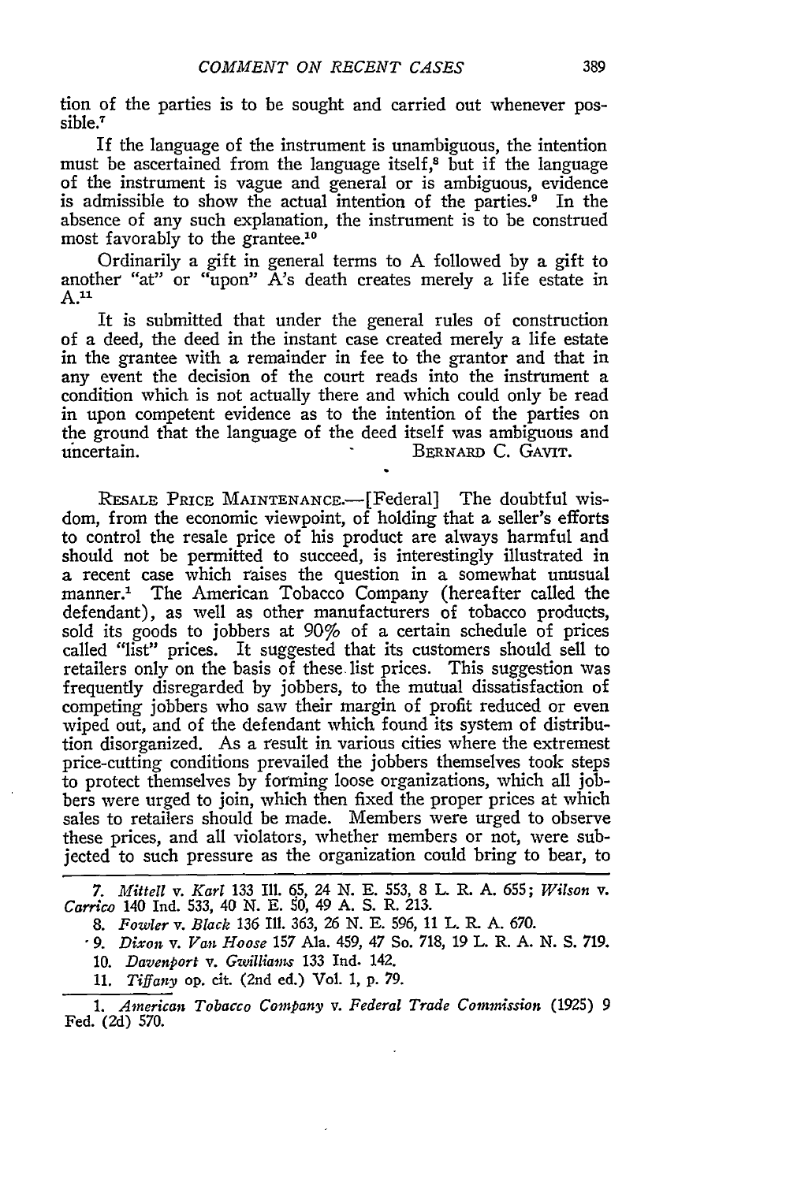tion of the parties is to be sought and carried out whenever possible.[7]

If the language of the instrument is unambiguous, the intention must be ascertained from the language itself,[8] but if the language of the instrument is vague and general or is ambiguous, evidence is admissible to show the actual intention of the parties.[9] In the absence of any such explanation, the instrument is to be construed most favorably to the grantee.[10]

Ordinarily a gift in general terms to A followed by a gift to another "at" or "upon" A's death creates merely a life estate in A.[11]

It is submitted that under the general rules of construction of a deed, the deed in the instant case created merely a life estate in the grantee with a remainder in fee to the grantor and that in any event the decision of the court reads into the instrument a condition which is not actually there and which could only be read in upon competent evidence as to the intention of the parties on the ground that the language of the deed itself was ambiguous and uncertain.

BERNARD C. GAVIT.

RESALE PRICE MAINTENANCE.—[Federal] The doubtful wisdom, from the economic viewpoint, of holding that a seller's efforts to control the resale price of his product are always harmful and should not be permitted to succeed, is interestingly illustrated in a recent case which raises the question in a somewhat unusual manner.[1] The American Tobacco Company (hereafter called the defendant), as well as other manufacturers of tobacco products, sold its goods to jobbers at 90% of a certain schedule of prices called "list" prices. It suggested that its customers should sell to retailers only on the basis of these list prices. This suggestion was frequently disregarded by jobbers, to the mutual dissatisfaction of competing jobbers who saw their margin of profit reduced or even wiped out, and of the defendant which found its system of distribution disorganized. As a result in various cities where the extremest price-cutting conditions prevailed the jobbers themselves took steps to protect themselves by forming loose organizations, which all jobbers were urged to join, which then fixed the proper prices at which sales to retailers should be made. Members were urged to observe these prices, and all violators, whether members or not, were subjected to such pressure as the organization could bring to bear, to

---

7. *Mittell v. Karl* 133 Ill. 65, 24 N. E. 553, 8 L. R. A. 655; *Wilson v. Carrico* 140 Ind. 533, 40 N. E. 50, 49 A. S. R. 213.

8. *Fowler v. Black* 136 Ill. 363, 26 N. E. 596, 11 L. R. A. 670.

9. *Dixon v. Van Hoose* 157 Ala. 459, 47 So. 718, 19 L. R. A. N. S. 719.

10. *Davenport v. Gwilliams* 133 Ind. 142.

11. *Tiffany* op. cit. (2nd ed.) Vol. 1, p. 79.

---

1. *American Tobacco Company v. Federal Trade Commission* (1925) 9 Fed. (2d) 570.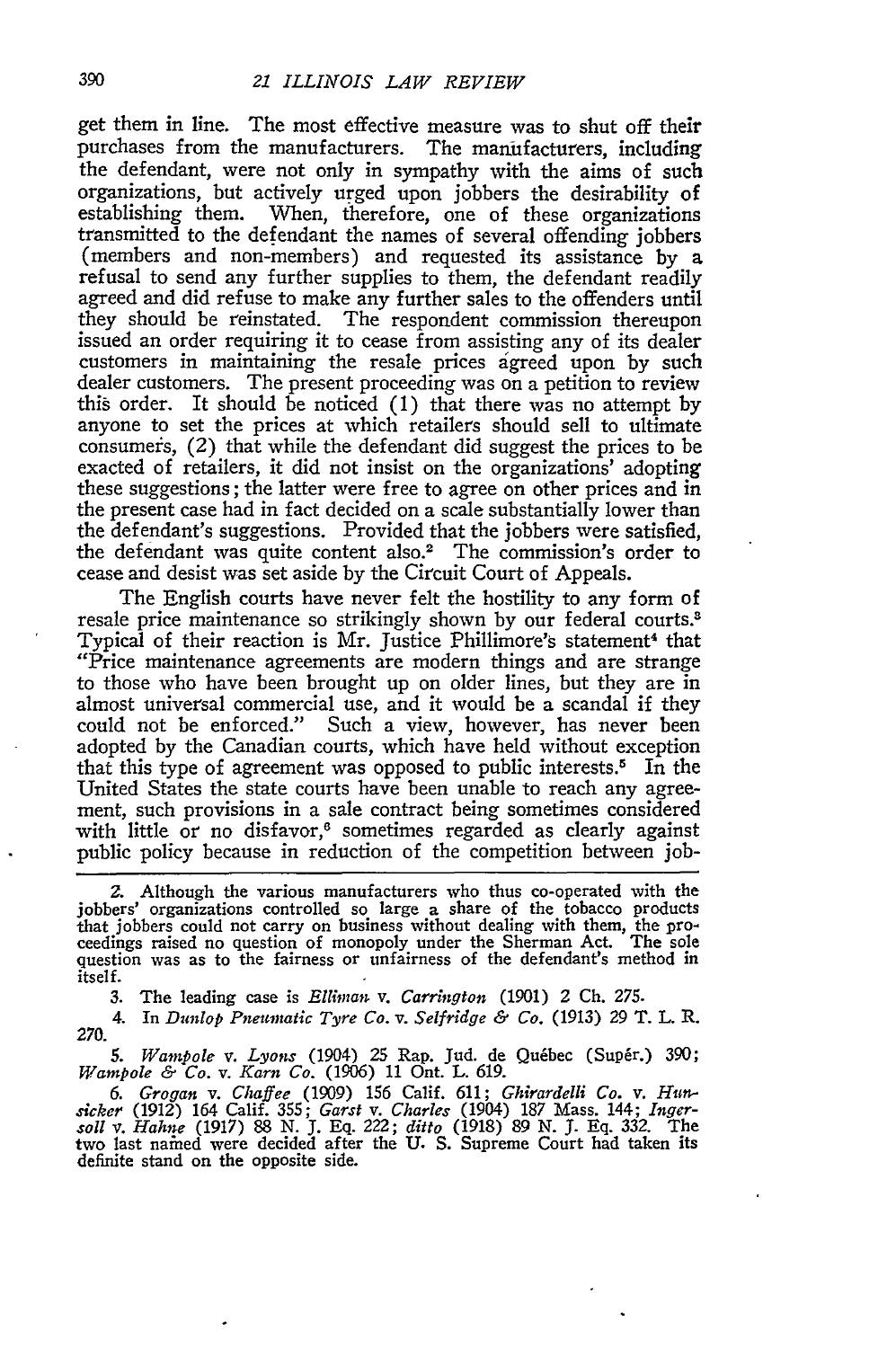get them in line. The most effective measure was to shut off their purchases from the manufacturers. The manufacturers, including the defendant, were not only in sympathy with the aims of such organizations, but actively urged upon jobbers the desirability of establishing them. When, therefore, one of these organizations transmitted to the defendant the names of several offending jobbers (members and non-members) and requested its assistance by a refusal to send any further supplies to them, the defendant readily agreed and did refuse to make any further sales to the offenders until they should be reinstated. The respondent commission thereupon issued an order requiring it to cease from assisting any of its dealer customers in maintaining the resale prices agreed upon by such dealer customers. The present proceeding was on a petition to review this order. It should be noticed (1) that there was no attempt by anyone to set the prices at which retailers should sell to ultimate consumers, (2) that while the defendant did suggest the prices to be exacted of retailers, it did not insist on the organizations' adopting these suggestions; the latter were free to agree on other prices and in the present case had in fact decided on a scale substantially lower than the defendant's suggestions. Provided that the jobbers were satisfied, the defendant was quite content also.[2] The commission's order to cease and desist was set aside by the Circuit Court of Appeals.

The English courts have never felt the hostility to any form of resale price maintenance so strikingly shown by our federal courts.[3] Typical of their reaction is Mr. Justice Phillimore's statement[4] that "Price maintenance agreements are modern things and are strange to those who have been brought up on older lines, but they are in almost universal commercial use, and it would be a scandal if they could not be enforced." Such a view, however, has never been adopted by the Canadian courts, which have held without exception that this type of agreement was opposed to public interests.[5] In the United States the state courts have been unable to reach any agreement, such provisions in a sale contract being sometimes considered with little or no disfavor,[6] sometimes regarded as clearly against public policy because in reduction of the competition between job-

---

2. Although the various manufacturers who thus co-operated with the jobbers' organizations controlled so large a share of the tobacco products that jobbers could not carry on business without dealing with them, the proceedings raised no question of monopoly under the Sherman Act. The sole question was as to the fairness or unfairness of the defendant's method in itself.

3. The leading case is *Elliman* v. *Carrington* (1901) 2 Ch. 275.

4. In *Dunlop Pneumatic Tyre Co.* v. *Selfridge & Co.* (1913) 29 T. L. R. 270.

5. *Wampole* v. *Lyons* (1904) 25 Rap. Jud. de Québec (Supér.) 390; *Wampole & Co.* v. *Karn Co.* (1906) 11 Ont. L. 619.

6. *Grogan* v. *Chaffee* (1909) 156 Calif. 611; *Ghirardelli Co.* v. *Hunsicker* (1912) 164 Calif. 355; *Garst* v. *Charles* (1904) 187 Mass. 144; *Ingersoll* v. *Hahne* (1917) 88 N. J. Eq. 222; *ditto* (1918) 89 N. J. Eq. 332. The two last named were decided after the U. S. Supreme Court had taken its definite stand on the opposite side.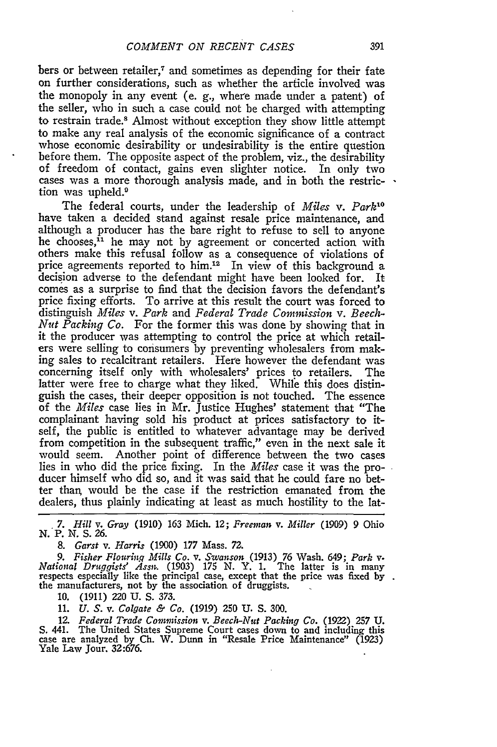bers or between retailer,[7] and sometimes as depending for their fate on further considerations, such as whether the article involved was the monopoly in any event (e. g., where made under a patent) of the seller, who in such a case could not be charged with attempting to restrain trade.[8] Almost without exception they show little attempt to make any real analysis of the economic significance of a contract whose economic desirability or undesirability is the entire question before them. The opposite aspect of the problem, viz., the desirability of freedom of contact, gains even slighter notice. In only two cases was a more thorough analysis made, and in both the restriction was upheld.[9]

The federal courts, under the leadership of *Miles* v. *Park*[10] have taken a decided stand against resale price maintenance, and although a producer has the bare right to refuse to sell to anyone he chooses,[11] he may not by agreement or concerted action with others make this refusal follow as a consequence of violations of price agreements reported to him.[12] In view of this background a decision adverse to the defendant might have been looked for. It comes as a surprise to find that the decision favors the defendant's price fixing efforts. To arrive at this result the court was forced to distinguish *Miles* v. *Park* and *Federal Trade Commission* v. *Beech-Nut Packing Co.* For the former this was done by showing that in it the producer was attempting to control the price at which retailers were selling to consumers by preventing wholesalers from making sales to recalcitrant retailers. Here however the defendant was concerning itself only with wholesalers' prices to retailers. The latter were free to charge what they liked. While this does distinguish the cases, their deeper opposition is not touched. The essence of the *Miles* case lies in Mr. Justice Hughes' statement that "The complainant having sold his product at prices satisfactory to itself, the public is entitled to whatever advantage may be derived from competition in the subsequent traffic," even in the next sale it would seem. Another point of difference between the two cases lies in who did the price fixing. In the *Miles* case it was the producer himself who did so, and it was said that he could fare no better than would be the case if the restriction emanated from the dealers, thus plainly indicating at least as much hostility to the lat-

---

7. *Hill* v. *Gray* (1910) 163 Mich. 12; *Freeman* v. *Miller* (1909) 9 Ohio N. P. N. S. 26.

8. *Garst* v. *Harris* (1900) 177 Mass. 72.

9. *Fisher Flouring Mills Co.* v. *Swanson* (1913) 76 Wash. 649; *Park* v. *National Druggists' Assn.* (1903) 175 N. Y. 1. The latter is in many respects especially like the principal case, except that the price was fixed by the manufacturers, not by the association of druggists.

10. (1911) 220 U. S. 373.

11. *U. S.* v. *Colgate & Co.* (1919) 250 U. S. 300.

12. *Federal Trade Commission* v. *Beech-Nut Packing Co.* (1922) 257 U. S. 441. The United States Supreme Court cases down to and including this case are analyzed by Ch. W. Dunn in "Resale Price Maintenance" (1923) Yale Law Jour. 32:676.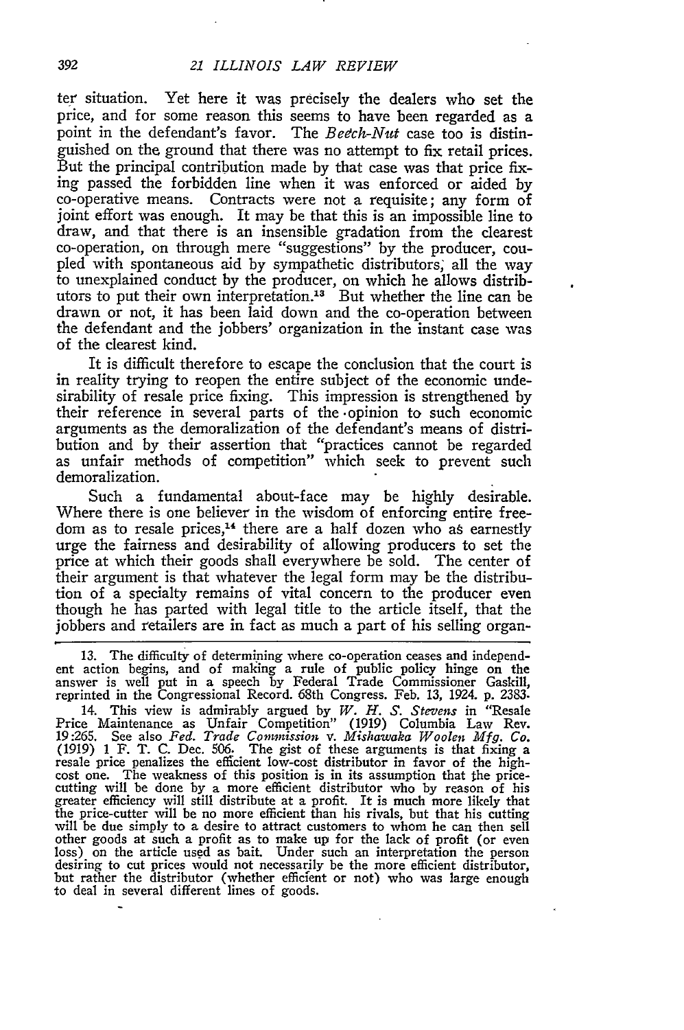ter situation. Yet here it was precisely the dealers who set the price, and for some reason this seems to have been regarded as a point in the defendant's favor. The *Beech-Nut* case too is distinguished on the ground that there was no attempt to fix retail prices. But the principal contribution made by that case was that price fixing passed the forbidden line when it was enforced or aided by co-operative means. Contracts were not a requisite; any form of joint effort was enough. It may be that this is an impossible line to draw, and that there is an insensible gradation from the clearest co-operation, on through mere "suggestions" by the producer, coupled with spontaneous aid by sympathetic distributors, all the way to unexplained conduct by the producer, on which he allows distributors to put their own interpretation.[13] But whether the line can be drawn or not, it has been laid down and the co-operation between the defendant and the jobbers' organization in the instant case was of the clearest kind.

It is difficult therefore to escape the conclusion that the court is in reality trying to reopen the entire subject of the economic undesirability of resale price fixing. This impression is strengthened by their reference in several parts of the opinion to such economic arguments as the demoralization of the defendant's means of distribution and by their assertion that "practices cannot be regarded as unfair methods of competition" which seek to prevent such demoralization.

Such a fundamental about-face may be highly desirable. Where there is one believer in the wisdom of enforcing entire freedom as to resale prices,[14] there are a half dozen who as earnestly urge the fairness and desirability of allowing producers to set the price at which their goods shall everywhere be sold. The center of their argument is that whatever the legal form may be the distribution of a specialty remains of vital concern to the producer even though he has parted with legal title to the article itself, that the jobbers and retailers are in fact as much a part of his selling organ-

---

13. The difficulty of determining where co-operation ceases and independent action begins, and of making a rule of public policy hinge on the answer is well put in a speech by Federal Trade Commissioner Gaskill, reprinted in the Congressional Record. 68th Congress. Feb. 13, 1924. p. 2383.

14. This view is admirably argued by *W. H. S. Stevens* in "Resale Price Maintenance as Unfair Competition" (1919) Columbia Law Rev. 19:265. See also *Fed. Trade Commission* v. *Mishawaka Woolen Mfg. Co.* (1919) 1 F. T. C. Dec. 506. The gist of these arguments is that fixing a resale price penalizes the efficient low-cost distributor in favor of the high-cost one. The weakness of this position is in its assumption that the price-cutting will be done by a more efficient distributor who by reason of his greater efficiency will still distribute at a profit. It is much more likely that the price-cutter will be no more efficient than his rivals, but that his cutting will be due simply to a desire to attract customers to whom he can then sell other goods at such a profit as to make up for the lack of profit (or even loss) on the article used as bait. Under such an interpretation the person desiring to cut prices would not necessarily be the more efficient distributor, but rather the distributor (whether efficient or not) who was large enough to deal in several different lines of goods.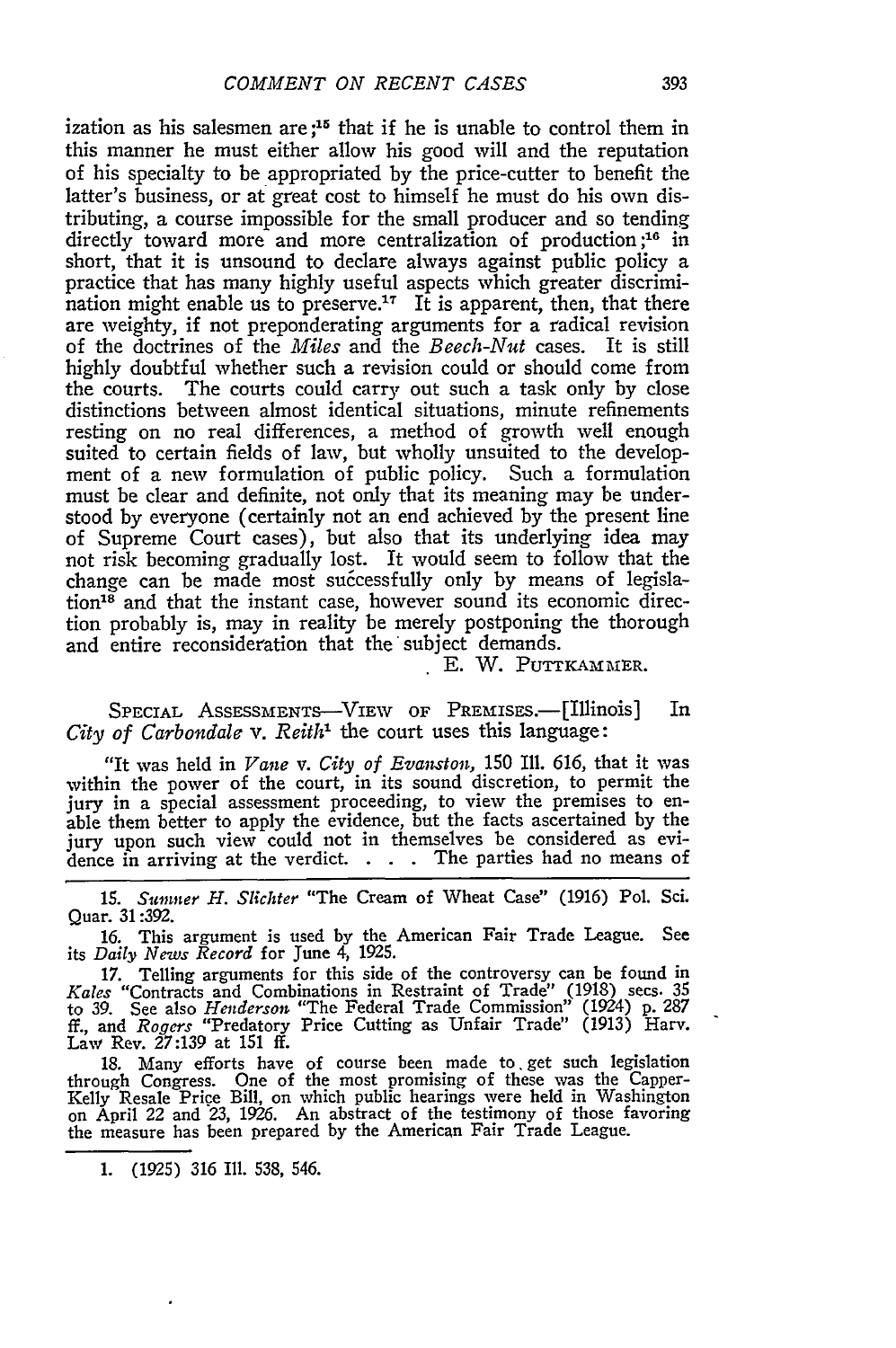ization as his salesmen are;[15] that if he is unable to control them in this manner he must either allow his good will and the reputation of his specialty to be appropriated by the price-cutter to benefit the latter's business, or at great cost to himself he must do his own distributing, a course impossible for the small producer and so tending directly toward more and more centralization of production;[16] in short, that it is unsound to declare always against public policy a practice that has many highly useful aspects which greater discrimination might enable us to preserve.[17] It is apparent, then, that there are weighty, if not preponderating arguments for a radical revision of the doctrines of the *Miles* and the *Beech-Nut* cases. It is still highly doubtful whether such a revision could or should come from the courts. The courts could carry out such a task only by close distinctions between almost identical situations, minute refinements resting on no real differences, a method of growth well enough suited to certain fields of law, but wholly unsuited to the development of a new formulation of public policy. Such a formulation must be clear and definite, not only that its meaning may be understood by everyone (certainly not an end achieved by the present line of Supreme Court cases), but also that its underlying idea may not risk becoming gradually lost. It would seem to follow that the change can be made most successfully only by means of legislation[18] and that the instant case, however sound its economic direction probably is, may in reality be merely postponing the thorough and entire reconsideration that the subject demands.

E. W. PUTTKAMMER.

SPECIAL ASSESSMENTS—VIEW OF PREMISES.—[Illinois] In *City of Carbondale* v. *Reith*[1] the court uses this language:

"It was held in *Vane* v. *City of Evanston*, 150 Ill. 616, that it was within the power of the court, in its sound discretion, to permit the jury in a special assessment proceeding, to view the premises to enable them better to apply the evidence, but the facts ascertained by the jury upon such view could not in themselves be considered as evidence in arriving at the verdict. . . . The parties had no means of

15. *Sumner H. Slichter* "The Cream of Wheat Case" (1916) Pol. Sci. Quar. 31:392.

16. This argument is used by the American Fair Trade League. See its *Daily News Record* for June 4, 1925.

17. Telling arguments for this side of the controversy can be found in *Kales* "Contracts and Combinations in Restraint of Trade" (1918) secs. 35 to 39. See also *Henderson* "The Federal Trade Commission" (1924) p. 287 ff., and *Rogers* "Predatory Price Cutting as Unfair Trade" (1913) Harv. Law Rev. 27:139 at 151 ff.

18. Many efforts have of course been made to get such legislation through Congress. One of the most promising of these was the Capper-Kelly Resale Price Bill, on which public hearings were held in Washington on April 22 and 23, 1926. An abstract of the testimony of those favoring the measure has been prepared by the American Fair Trade League.

1. (1925) 316 Ill. 538, 546.